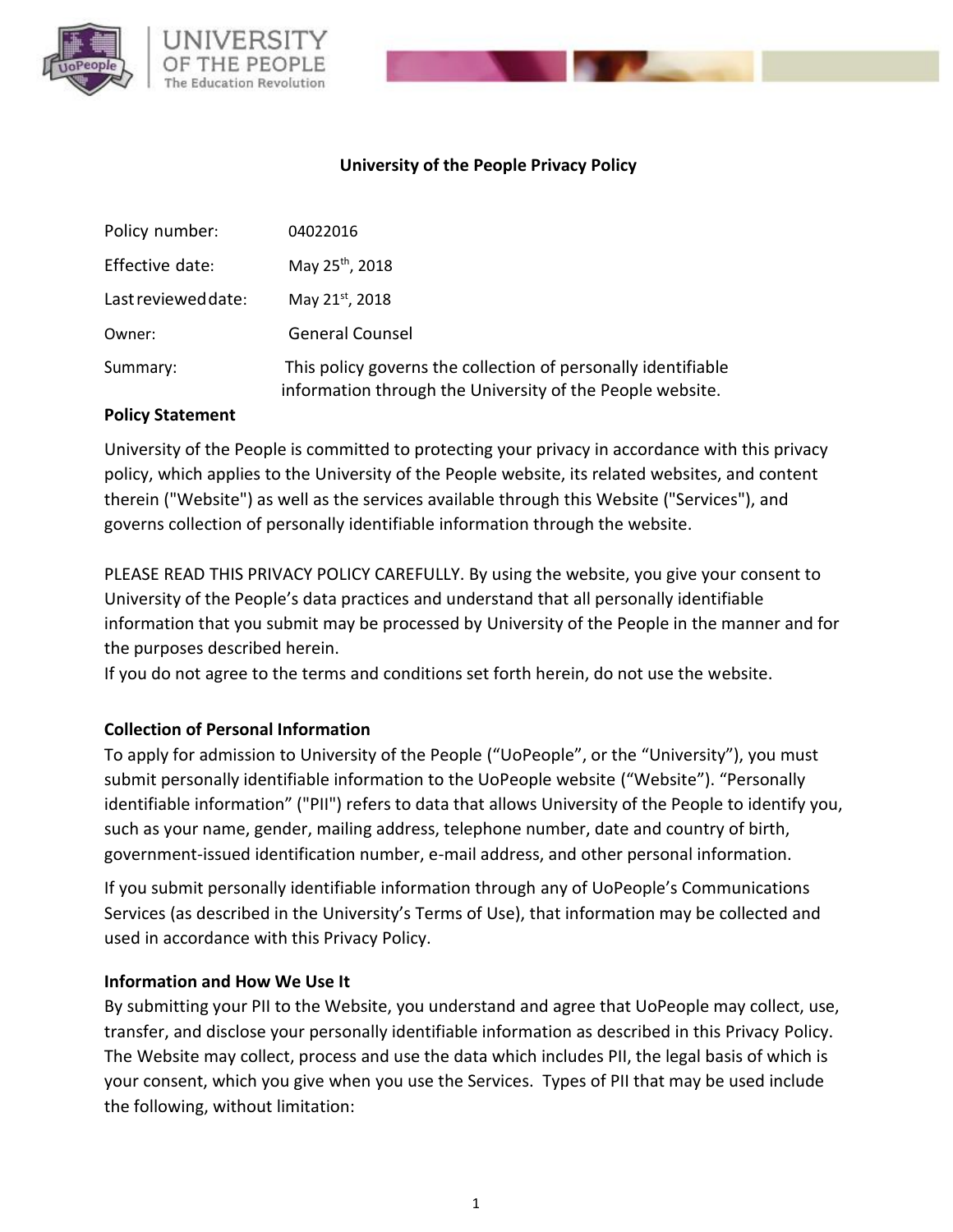# University of the People Privacy Policy

| | |
|---|---|
| Policy number: | 04022016 |
| Effective date: | May 25th, 2018 |
| Last reviewed date: | May 21st, 2018 |
| Owner: | General Counsel |
| Summary: | This policy governs the collection of personally identifiable information through the University of the People website. |

**Policy Statement**

University of the People is committed to protecting your privacy in accordance with this privacy policy, which applies to the University of the People website, its related websites, and content therein ("Website") as well as the services available through this Website ("Services"), and governs collection of personally identifiable information through the website.

PLEASE READ THIS PRIVACY POLICY CAREFULLY. By using the website, you give your consent to University of the People's data practices and understand that all personally identifiable information that you submit may be processed by University of the People in the manner and for the purposes described herein.
If you do not agree to the terms and conditions set forth herein, do not use the website.

**Collection of Personal Information**

To apply for admission to University of the People ("UoPeople", or the "University"), you must submit personally identifiable information to the UoPeople website ("Website"). "Personally identifiable information" ("PII") refers to data that allows University of the People to identify you, such as your name, gender, mailing address, telephone number, date and country of birth, government-issued identification number, e-mail address, and other personal information.

If you submit personally identifiable information through any of UoPeople's Communications Services (as described in the University's Terms of Use), that information may be collected and used in accordance with this Privacy Policy.

**Information and How We Use It**

By submitting your PII to the Website, you understand and agree that UoPeople may collect, use, transfer, and disclose your personally identifiable information as described in this Privacy Policy. The Website may collect, process and use the data which includes PII, the legal basis of which is your consent, which you give when you use the Services. Types of PII that may be used include the following, without limitation: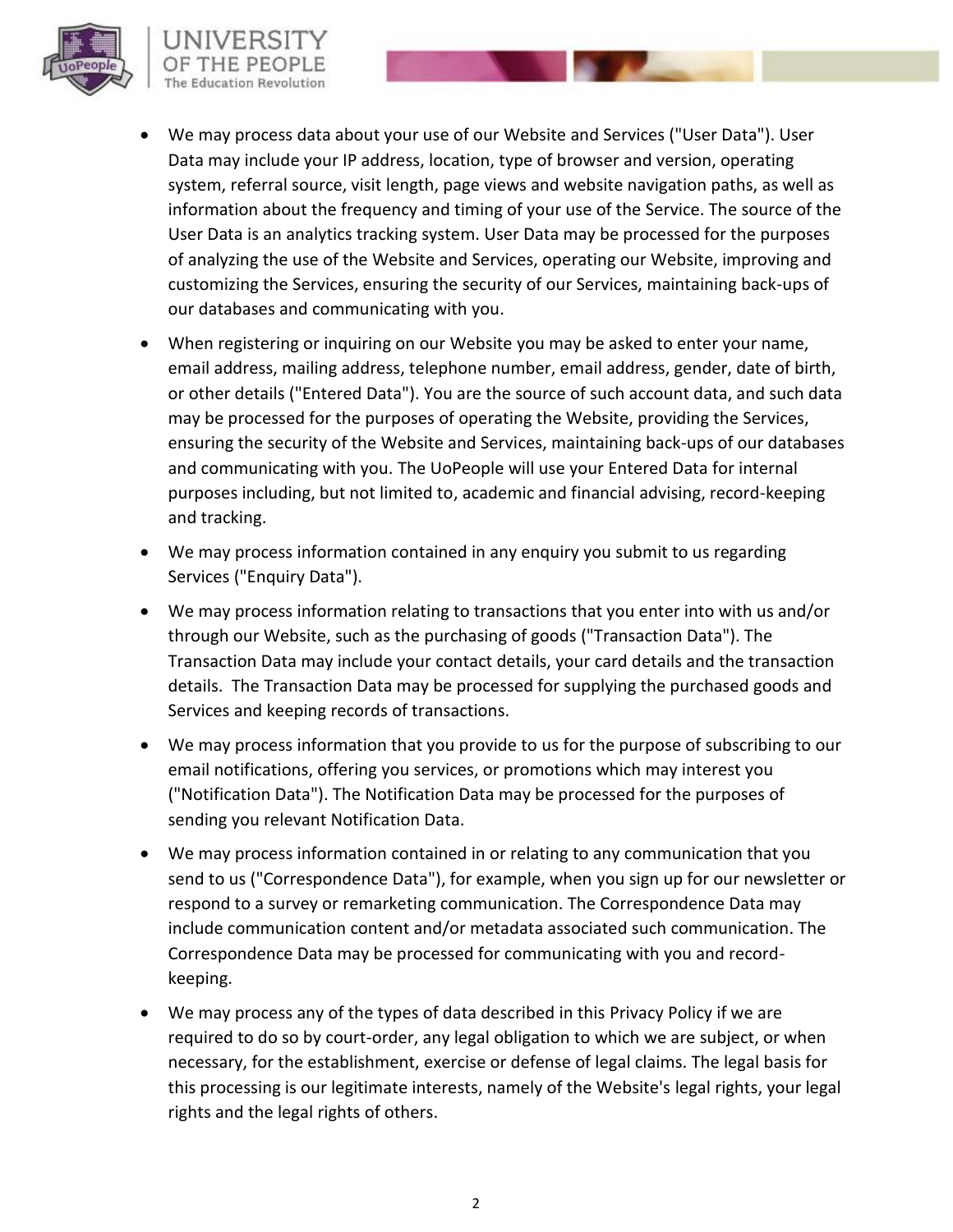- We may process data about your use of our Website and Services ("User Data"). User Data may include your IP address, location, type of browser and version, operating system, referral source, visit length, page views and website navigation paths, as well as information about the frequency and timing of your use of the Service. The source of the User Data is an analytics tracking system. User Data may be processed for the purposes of analyzing the use of the Website and Services, operating our Website, improving and customizing the Services, ensuring the security of our Services, maintaining back-ups of our databases and communicating with you.
- When registering or inquiring on our Website you may be asked to enter your name, email address, mailing address, telephone number, email address, gender, date of birth, or other details ("Entered Data"). You are the source of such account data, and such data may be processed for the purposes of operating the Website, providing the Services, ensuring the security of the Website and Services, maintaining back-ups of our databases and communicating with you. The UoPeople will use your Entered Data for internal purposes including, but not limited to, academic and financial advising, record-keeping and tracking.
- We may process information contained in any enquiry you submit to us regarding Services ("Enquiry Data").
- We may process information relating to transactions that you enter into with us and/or through our Website, such as the purchasing of goods ("Transaction Data"). The Transaction Data may include your contact details, your card details and the transaction details. The Transaction Data may be processed for supplying the purchased goods and Services and keeping records of transactions.
- We may process information that you provide to us for the purpose of subscribing to our email notifications, offering you services, or promotions which may interest you ("Notification Data"). The Notification Data may be processed for the purposes of sending you relevant Notification Data.
- We may process information contained in or relating to any communication that you send to us ("Correspondence Data"), for example, when you sign up for our newsletter or respond to a survey or remarketing communication. The Correspondence Data may include communication content and/or metadata associated such communication. The Correspondence Data may be processed for communicating with you and record-keeping.
- We may process any of the types of data described in this Privacy Policy if we are required to do so by court-order, any legal obligation to which we are subject, or when necessary, for the establishment, exercise or defense of legal claims. The legal basis for this processing is our legitimate interests, namely of the Website's legal rights, your legal rights and the legal rights of others.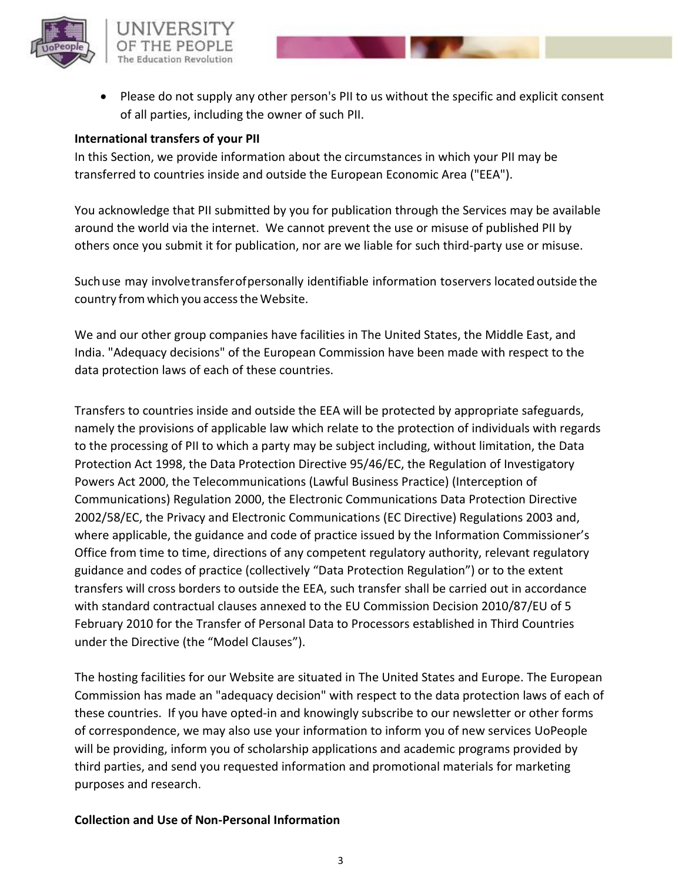- Please do not supply any other person's PII to us without the specific and explicit consent of all parties, including the owner of such PII.

**International transfers of your PII**

In this Section, we provide information about the circumstances in which your PII may be transferred to countries inside and outside the European Economic Area ("EEA").

You acknowledge that PII submitted by you for publication through the Services may be available around the world via the internet. We cannot prevent the use or misuse of published PII by others once you submit it for publication, nor are we liable for such third-party use or misuse.

Such use may involve transfer of personally identifiable information to servers located outside the country from which you access the Website.

We and our other group companies have facilities in The United States, the Middle East, and India. "Adequacy decisions" of the European Commission have been made with respect to the data protection laws of each of these countries.

Transfers to countries inside and outside the EEA will be protected by appropriate safeguards, namely the provisions of applicable law which relate to the protection of individuals with regards to the processing of PII to which a party may be subject including, without limitation, the Data Protection Act 1998, the Data Protection Directive 95/46/EC, the Regulation of Investigatory Powers Act 2000, the Telecommunications (Lawful Business Practice) (Interception of Communications) Regulation 2000, the Electronic Communications Data Protection Directive 2002/58/EC, the Privacy and Electronic Communications (EC Directive) Regulations 2003 and, where applicable, the guidance and code of practice issued by the Information Commissioner's Office from time to time, directions of any competent regulatory authority, relevant regulatory guidance and codes of practice (collectively "Data Protection Regulation") or to the extent transfers will cross borders to outside the EEA, such transfer shall be carried out in accordance with standard contractual clauses annexed to the EU Commission Decision 2010/87/EU of 5 February 2010 for the Transfer of Personal Data to Processors established in Third Countries under the Directive (the "Model Clauses").

The hosting facilities for our Website are situated in The United States and Europe. The European Commission has made an "adequacy decision" with respect to the data protection laws of each of these countries. If you have opted-in and knowingly subscribe to our newsletter or other forms of correspondence, we may also use your information to inform you of new services UoPeople will be providing, inform you of scholarship applications and academic programs provided by third parties, and send you requested information and promotional materials for marketing purposes and research.

**Collection and Use of Non-Personal Information**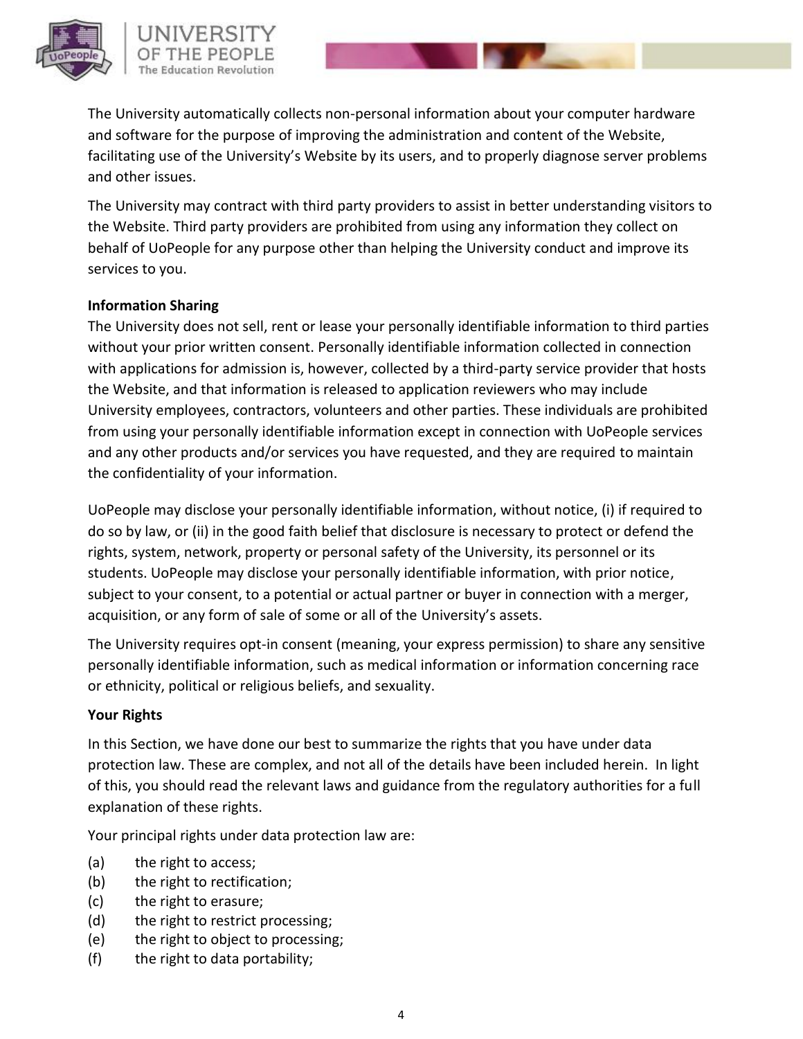The University automatically collects non-personal information about your computer hardware and software for the purpose of improving the administration and content of the Website, facilitating use of the University's Website by its users, and to properly diagnose server problems and other issues.

The University may contract with third party providers to assist in better understanding visitors to the Website. Third party providers are prohibited from using any information they collect on behalf of UoPeople for any purpose other than helping the University conduct and improve its services to you.

**Information Sharing**

The University does not sell, rent or lease your personally identifiable information to third parties without your prior written consent. Personally identifiable information collected in connection with applications for admission is, however, collected by a third-party service provider that hosts the Website, and that information is released to application reviewers who may include University employees, contractors, volunteers and other parties. These individuals are prohibited from using your personally identifiable information except in connection with UoPeople services and any other products and/or services you have requested, and they are required to maintain the confidentiality of your information.

UoPeople may disclose your personally identifiable information, without notice, (i) if required to do so by law, or (ii) in the good faith belief that disclosure is necessary to protect or defend the rights, system, network, property or personal safety of the University, its personnel or its students. UoPeople may disclose your personally identifiable information, with prior notice, subject to your consent, to a potential or actual partner or buyer in connection with a merger, acquisition, or any form of sale of some or all of the University's assets.

The University requires opt-in consent (meaning, your express permission) to share any sensitive personally identifiable information, such as medical information or information concerning race or ethnicity, political or religious beliefs, and sexuality.

**Your Rights**

In this Section, we have done our best to summarize the rights that you have under data protection law. These are complex, and not all of the details have been included herein. In light of this, you should read the relevant laws and guidance from the regulatory authorities for a full explanation of these rights.

Your principal rights under data protection law are:

(a) the right to access;
(b) the right to rectification;
(c) the right to erasure;
(d) the right to restrict processing;
(e) the right to object to processing;
(f) the right to data portability;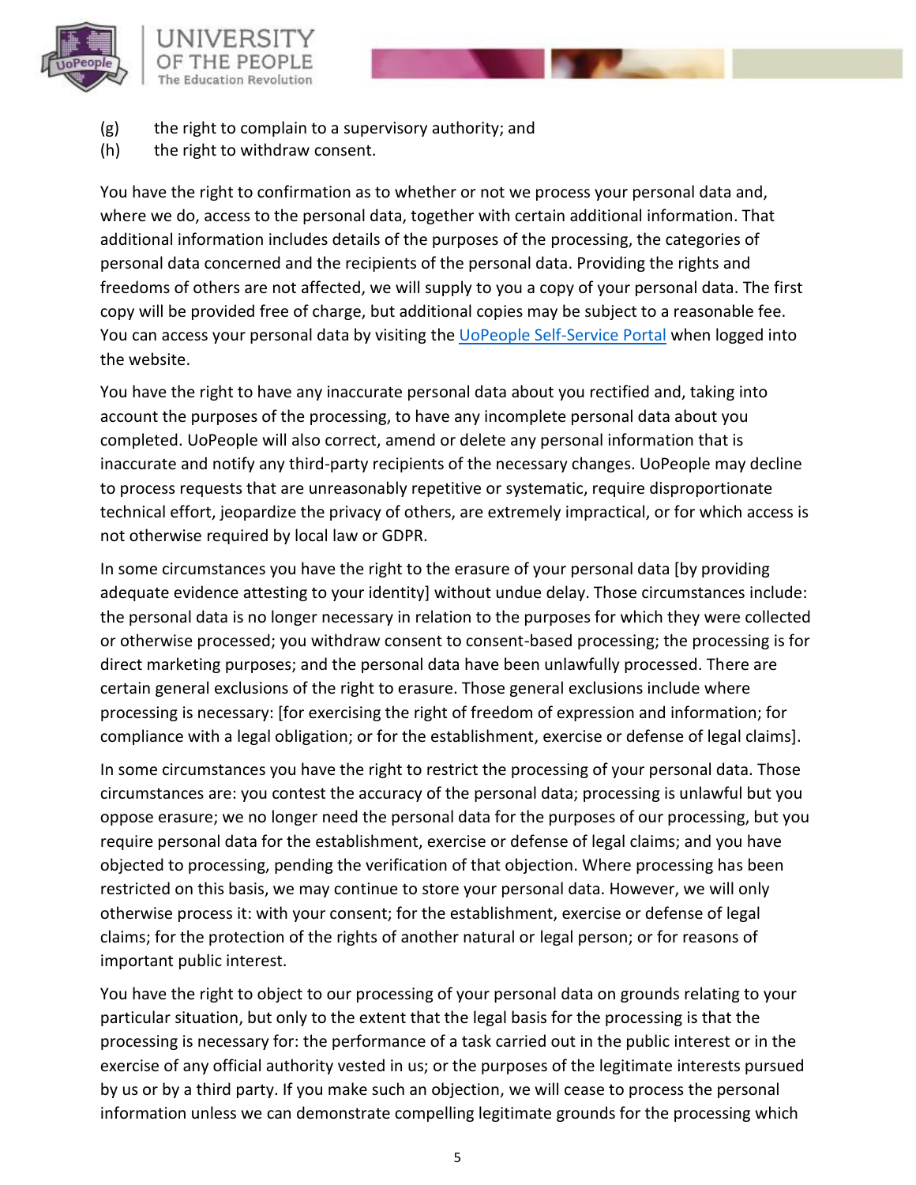(g) the right to complain to a supervisory authority; and
(h) the right to withdraw consent.

You have the right to confirmation as to whether or not we process your personal data and, where we do, access to the personal data, together with certain additional information. That additional information includes details of the purposes of the processing, the categories of personal data concerned and the recipients of the personal data. Providing the rights and freedoms of others are not affected, we will supply to you a copy of your personal data. The first copy will be provided free of charge, but additional copies may be subject to a reasonable fee. You can access your personal data by visiting the UoPeople Self-Service Portal when logged into the website.

You have the right to have any inaccurate personal data about you rectified and, taking into account the purposes of the processing, to have any incomplete personal data about you completed. UoPeople will also correct, amend or delete any personal information that is inaccurate and notify any third-party recipients of the necessary changes. UoPeople may decline to process requests that are unreasonably repetitive or systematic, require disproportionate technical effort, jeopardize the privacy of others, are extremely impractical, or for which access is not otherwise required by local law or GDPR.

In some circumstances you have the right to the erasure of your personal data [by providing adequate evidence attesting to your identity] without undue delay. Those circumstances include: the personal data is no longer necessary in relation to the purposes for which they were collected or otherwise processed; you withdraw consent to consent-based processing; the processing is for direct marketing purposes; and the personal data have been unlawfully processed. There are certain general exclusions of the right to erasure. Those general exclusions include where processing is necessary: [for exercising the right of freedom of expression and information; for compliance with a legal obligation; or for the establishment, exercise or defense of legal claims].

In some circumstances you have the right to restrict the processing of your personal data. Those circumstances are: you contest the accuracy of the personal data; processing is unlawful but you oppose erasure; we no longer need the personal data for the purposes of our processing, but you require personal data for the establishment, exercise or defense of legal claims; and you have objected to processing, pending the verification of that objection. Where processing has been restricted on this basis, we may continue to store your personal data. However, we will only otherwise process it: with your consent; for the establishment, exercise or defense of legal claims; for the protection of the rights of another natural or legal person; or for reasons of important public interest.

You have the right to object to our processing of your personal data on grounds relating to your particular situation, but only to the extent that the legal basis for the processing is that the processing is necessary for: the performance of a task carried out in the public interest or in the exercise of any official authority vested in us; or the purposes of the legitimate interests pursued by us or by a third party. If you make such an objection, we will cease to process the personal information unless we can demonstrate compelling legitimate grounds for the processing which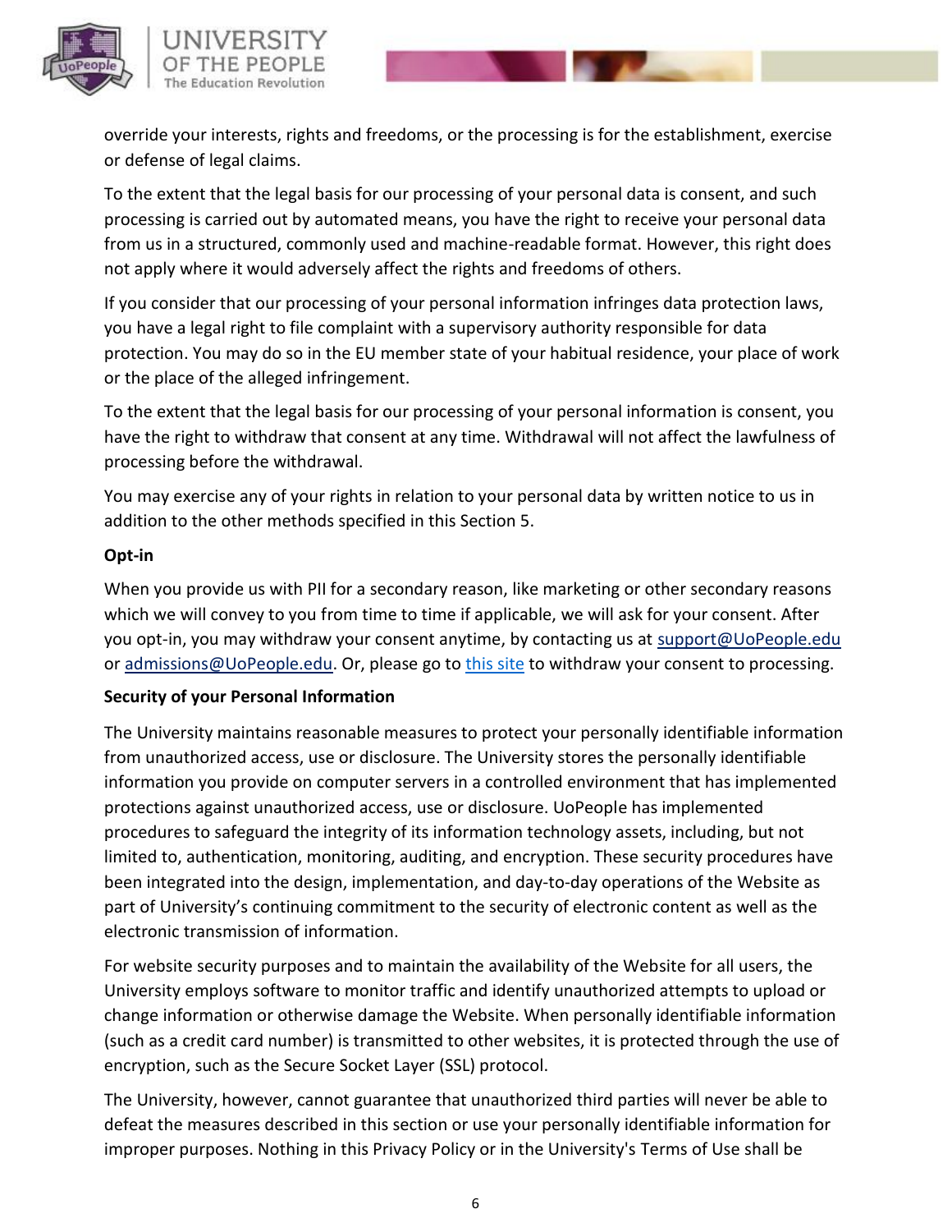override your interests, rights and freedoms, or the processing is for the establishment, exercise or defense of legal claims.

To the extent that the legal basis for our processing of your personal data is consent, and such processing is carried out by automated means, you have the right to receive your personal data from us in a structured, commonly used and machine-readable format. However, this right does not apply where it would adversely affect the rights and freedoms of others.

If you consider that our processing of your personal information infringes data protection laws, you have a legal right to file complaint with a supervisory authority responsible for data protection. You may do so in the EU member state of your habitual residence, your place of work or the place of the alleged infringement.

To the extent that the legal basis for our processing of your personal information is consent, you have the right to withdraw that consent at any time. Withdrawal will not affect the lawfulness of processing before the withdrawal.

You may exercise any of your rights in relation to your personal data by written notice to us in addition to the other methods specified in this Section 5.

**Opt-in**

When you provide us with PII for a secondary reason, like marketing or other secondary reasons which we will convey to you from time to time if applicable, we will ask for your consent. After you opt-in, you may withdraw your consent anytime, by contacting us at support@UoPeople.edu or admissions@UoPeople.edu. Or, please go to this site to withdraw your consent to processing.

**Security of your Personal Information**

The University maintains reasonable measures to protect your personally identifiable information from unauthorized access, use or disclosure. The University stores the personally identifiable information you provide on computer servers in a controlled environment that has implemented protections against unauthorized access, use or disclosure. UoPeople has implemented procedures to safeguard the integrity of its information technology assets, including, but not limited to, authentication, monitoring, auditing, and encryption. These security procedures have been integrated into the design, implementation, and day-to-day operations of the Website as part of University's continuing commitment to the security of electronic content as well as the electronic transmission of information.

For website security purposes and to maintain the availability of the Website for all users, the University employs software to monitor traffic and identify unauthorized attempts to upload or change information or otherwise damage the Website. When personally identifiable information (such as a credit card number) is transmitted to other websites, it is protected through the use of encryption, such as the Secure Socket Layer (SSL) protocol.

The University, however, cannot guarantee that unauthorized third parties will never be able to defeat the measures described in this section or use your personally identifiable information for improper purposes. Nothing in this Privacy Policy or in the University's Terms of Use shall be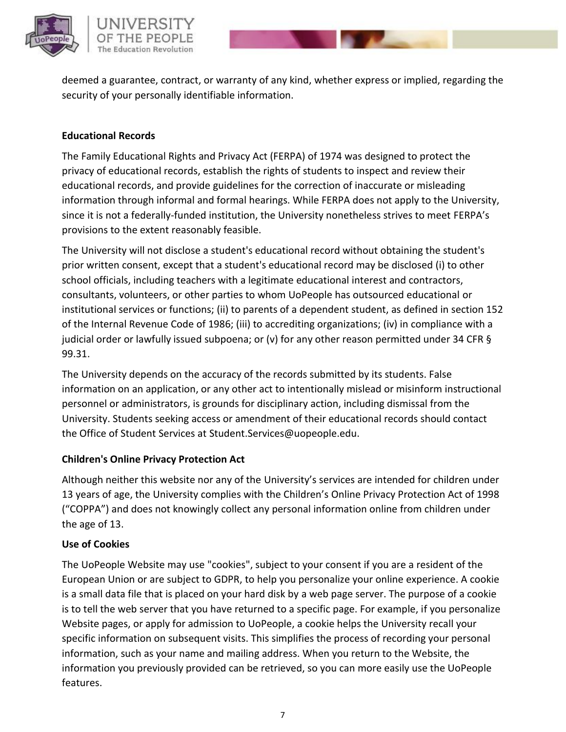deemed a guarantee, contract, or warranty of any kind, whether express or implied, regarding the security of your personally identifiable information.

**Educational Records**

The Family Educational Rights and Privacy Act (FERPA) of 1974 was designed to protect the privacy of educational records, establish the rights of students to inspect and review their educational records, and provide guidelines for the correction of inaccurate or misleading information through informal and formal hearings. While FERPA does not apply to the University, since it is not a federally-funded institution, the University nonetheless strives to meet FERPA's provisions to the extent reasonably feasible.

The University will not disclose a student's educational record without obtaining the student's prior written consent, except that a student's educational record may be disclosed (i) to other school officials, including teachers with a legitimate educational interest and contractors, consultants, volunteers, or other parties to whom UoPeople has outsourced educational or institutional services or functions; (ii) to parents of a dependent student, as defined in section 152 of the Internal Revenue Code of 1986; (iii) to accrediting organizations; (iv) in compliance with a judicial order or lawfully issued subpoena; or (v) for any other reason permitted under 34 CFR § 99.31.

The University depends on the accuracy of the records submitted by its students. False information on an application, or any other act to intentionally mislead or misinform instructional personnel or administrators, is grounds for disciplinary action, including dismissal from the University. Students seeking access or amendment of their educational records should contact the Office of Student Services at Student.Services@uopeople.edu.

**Children's Online Privacy Protection Act**

Although neither this website nor any of the University's services are intended for children under 13 years of age, the University complies with the Children's Online Privacy Protection Act of 1998 ("COPPA") and does not knowingly collect any personal information online from children under the age of 13.

**Use of Cookies**

The UoPeople Website may use "cookies", subject to your consent if you are a resident of the European Union or are subject to GDPR, to help you personalize your online experience. A cookie is a small data file that is placed on your hard disk by a web page server. The purpose of a cookie is to tell the web server that you have returned to a specific page. For example, if you personalize Website pages, or apply for admission to UoPeople, a cookie helps the University recall your specific information on subsequent visits. This simplifies the process of recording your personal information, such as your name and mailing address. When you return to the Website, the information you previously provided can be retrieved, so you can more easily use the UoPeople features.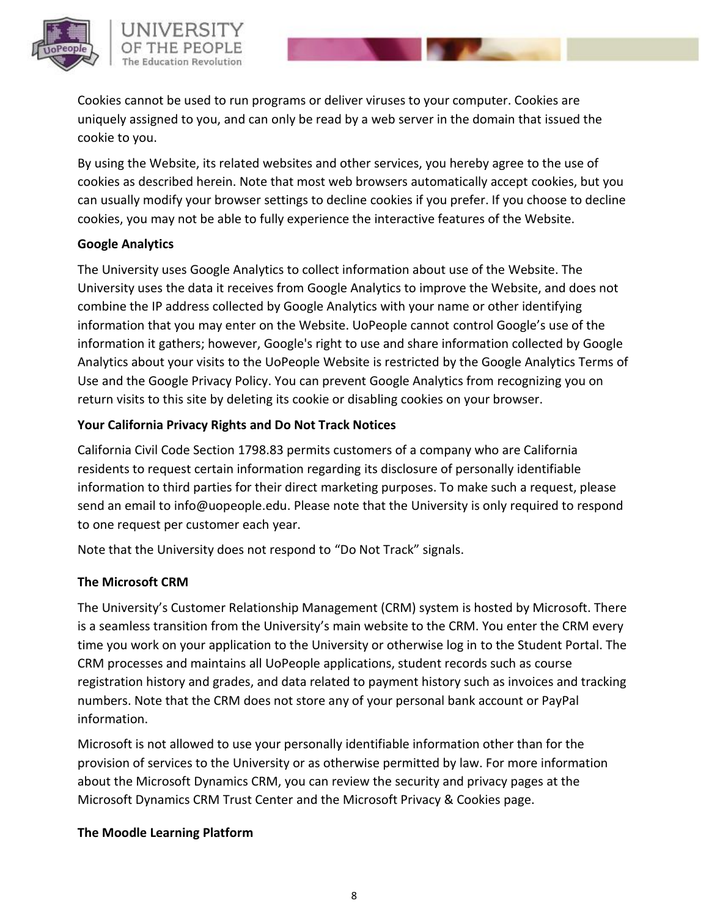Cookies cannot be used to run programs or deliver viruses to your computer. Cookies are uniquely assigned to you, and can only be read by a web server in the domain that issued the cookie to you.

By using the Website, its related websites and other services, you hereby agree to the use of cookies as described herein. Note that most web browsers automatically accept cookies, but you can usually modify your browser settings to decline cookies if you prefer. If you choose to decline cookies, you may not be able to fully experience the interactive features of the Website.

**Google Analytics**

The University uses Google Analytics to collect information about use of the Website. The University uses the data it receives from Google Analytics to improve the Website, and does not combine the IP address collected by Google Analytics with your name or other identifying information that you may enter on the Website. UoPeople cannot control Google's use of the information it gathers; however, Google's right to use and share information collected by Google Analytics about your visits to the UoPeople Website is restricted by the Google Analytics Terms of Use and the Google Privacy Policy. You can prevent Google Analytics from recognizing you on return visits to this site by deleting its cookie or disabling cookies on your browser.

**Your California Privacy Rights and Do Not Track Notices**

California Civil Code Section 1798.83 permits customers of a company who are California residents to request certain information regarding its disclosure of personally identifiable information to third parties for their direct marketing purposes. To make such a request, please send an email to info@uopeople.edu. Please note that the University is only required to respond to one request per customer each year.

Note that the University does not respond to "Do Not Track" signals.

**The Microsoft CRM**

The University's Customer Relationship Management (CRM) system is hosted by Microsoft. There is a seamless transition from the University's main website to the CRM. You enter the CRM every time you work on your application to the University or otherwise log in to the Student Portal. The CRM processes and maintains all UoPeople applications, student records such as course registration history and grades, and data related to payment history such as invoices and tracking numbers. Note that the CRM does not store any of your personal bank account or PayPal information.

Microsoft is not allowed to use your personally identifiable information other than for the provision of services to the University or as otherwise permitted by law. For more information about the Microsoft Dynamics CRM, you can review the security and privacy pages at the Microsoft Dynamics CRM Trust Center and the Microsoft Privacy & Cookies page.

**The Moodle Learning Platform**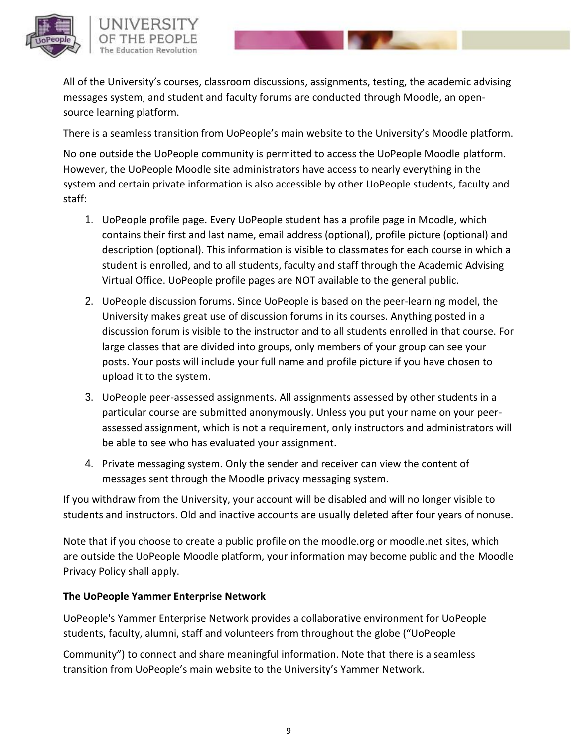All of the University's courses, classroom discussions, assignments, testing, the academic advising messages system, and student and faculty forums are conducted through Moodle, an open-source learning platform.

There is a seamless transition from UoPeople's main website to the University's Moodle platform.

No one outside the UoPeople community is permitted to access the UoPeople Moodle platform. However, the UoPeople Moodle site administrators have access to nearly everything in the system and certain private information is also accessible by other UoPeople students, faculty and staff:

1. UoPeople profile page. Every UoPeople student has a profile page in Moodle, which contains their first and last name, email address (optional), profile picture (optional) and description (optional). This information is visible to classmates for each course in which a student is enrolled, and to all students, faculty and staff through the Academic Advising Virtual Office. UoPeople profile pages are NOT available to the general public.
2. UoPeople discussion forums. Since UoPeople is based on the peer-learning model, the University makes great use of discussion forums in its courses. Anything posted in a discussion forum is visible to the instructor and to all students enrolled in that course. For large classes that are divided into groups, only members of your group can see your posts. Your posts will include your full name and profile picture if you have chosen to upload it to the system.
3. UoPeople peer-assessed assignments. All assignments assessed by other students in a particular course are submitted anonymously. Unless you put your name on your peer-assessed assignment, which is not a requirement, only instructors and administrators will be able to see who has evaluated your assignment.
4. Private messaging system. Only the sender and receiver can view the content of messages sent through the Moodle privacy messaging system.

If you withdraw from the University, your account will be disabled and will no longer visible to students and instructors. Old and inactive accounts are usually deleted after four years of nonuse.

Note that if you choose to create a public profile on the moodle.org or moodle.net sites, which are outside the UoPeople Moodle platform, your information may become public and the Moodle Privacy Policy shall apply.

**The UoPeople Yammer Enterprise Network**

UoPeople's Yammer Enterprise Network provides a collaborative environment for UoPeople students, faculty, alumni, staff and volunteers from throughout the globe ("UoPeople Community") to connect and share meaningful information. Note that there is a seamless transition from UoPeople's main website to the University's Yammer Network.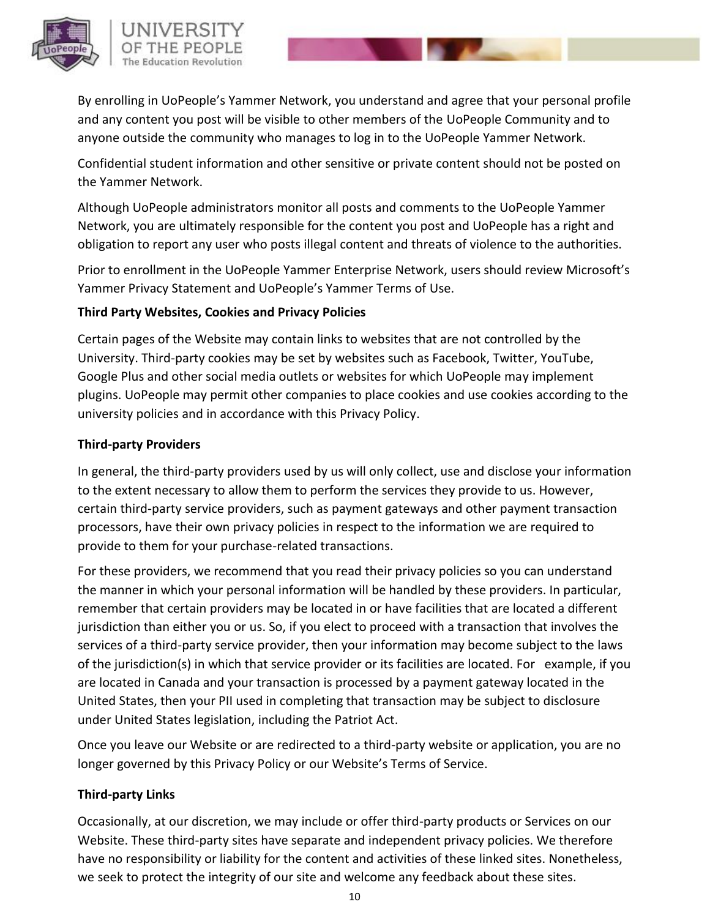By enrolling in UoPeople's Yammer Network, you understand and agree that your personal profile and any content you post will be visible to other members of the UoPeople Community and to anyone outside the community who manages to log in to the UoPeople Yammer Network.

Confidential student information and other sensitive or private content should not be posted on the Yammer Network.

Although UoPeople administrators monitor all posts and comments to the UoPeople Yammer Network, you are ultimately responsible for the content you post and UoPeople has a right and obligation to report any user who posts illegal content and threats of violence to the authorities.

Prior to enrollment in the UoPeople Yammer Enterprise Network, users should review Microsoft's Yammer Privacy Statement and UoPeople's Yammer Terms of Use.

**Third Party Websites, Cookies and Privacy Policies**

Certain pages of the Website may contain links to websites that are not controlled by the University. Third-party cookies may be set by websites such as Facebook, Twitter, YouTube, Google Plus and other social media outlets or websites for which UoPeople may implement plugins. UoPeople may permit other companies to place cookies and use cookies according to the university policies and in accordance with this Privacy Policy.

**Third-party Providers**

In general, the third-party providers used by us will only collect, use and disclose your information to the extent necessary to allow them to perform the services they provide to us. However, certain third-party service providers, such as payment gateways and other payment transaction processors, have their own privacy policies in respect to the information we are required to provide to them for your purchase-related transactions.

For these providers, we recommend that you read their privacy policies so you can understand the manner in which your personal information will be handled by these providers. In particular, remember that certain providers may be located in or have facilities that are located a different jurisdiction than either you or us. So, if you elect to proceed with a transaction that involves the services of a third-party service provider, then your information may become subject to the laws of the jurisdiction(s) in which that service provider or its facilities are located. For example, if you are located in Canada and your transaction is processed by a payment gateway located in the United States, then your PII used in completing that transaction may be subject to disclosure under United States legislation, including the Patriot Act.

Once you leave our Website or are redirected to a third-party website or application, you are no longer governed by this Privacy Policy or our Website's Terms of Service.

**Third-party Links**

Occasionally, at our discretion, we may include or offer third-party products or Services on our Website. These third-party sites have separate and independent privacy policies. We therefore have no responsibility or liability for the content and activities of these linked sites. Nonetheless, we seek to protect the integrity of our site and welcome any feedback about these sites.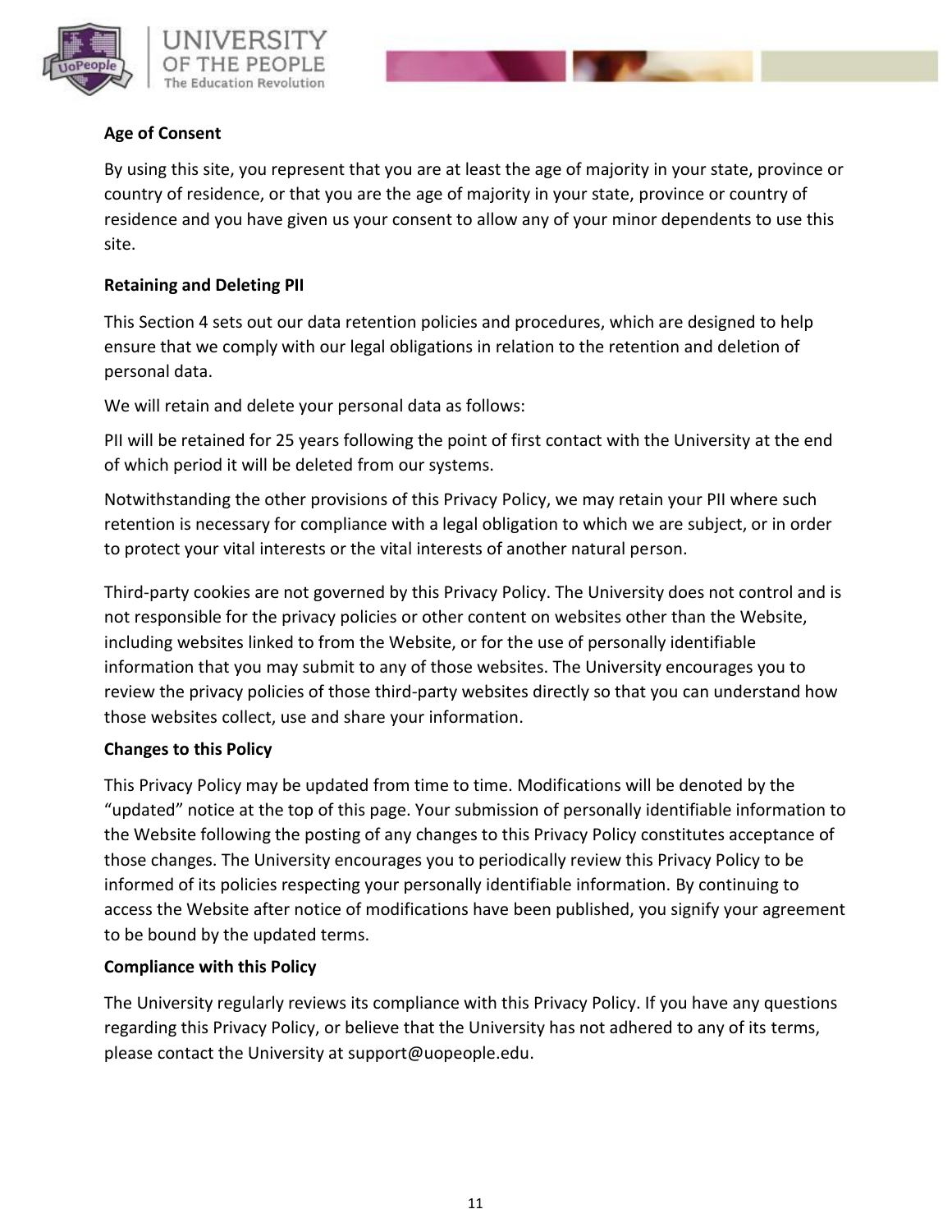**Age of Consent**

By using this site, you represent that you are at least the age of majority in your state, province or country of residence, or that you are the age of majority in your state, province or country of residence and you have given us your consent to allow any of your minor dependents to use this site.

**Retaining and Deleting PII**

This Section 4 sets out our data retention policies and procedures, which are designed to help ensure that we comply with our legal obligations in relation to the retention and deletion of personal data.

We will retain and delete your personal data as follows:

PII will be retained for 25 years following the point of first contact with the University at the end of which period it will be deleted from our systems.

Notwithstanding the other provisions of this Privacy Policy, we may retain your PII where such retention is necessary for compliance with a legal obligation to which we are subject, or in order to protect your vital interests or the vital interests of another natural person.

Third-party cookies are not governed by this Privacy Policy. The University does not control and is not responsible for the privacy policies or other content on websites other than the Website, including websites linked to from the Website, or for the use of personally identifiable information that you may submit to any of those websites. The University encourages you to review the privacy policies of those third-party websites directly so that you can understand how those websites collect, use and share your information.

**Changes to this Policy**

This Privacy Policy may be updated from time to time. Modifications will be denoted by the "updated" notice at the top of this page. Your submission of personally identifiable information to the Website following the posting of any changes to this Privacy Policy constitutes acceptance of those changes. The University encourages you to periodically review this Privacy Policy to be informed of its policies respecting your personally identifiable information. By continuing to access the Website after notice of modifications have been published, you signify your agreement to be bound by the updated terms.

**Compliance with this Policy**

The University regularly reviews its compliance with this Privacy Policy. If you have any questions regarding this Privacy Policy, or believe that the University has not adhered to any of its terms, please contact the University at support@uopeople.edu.